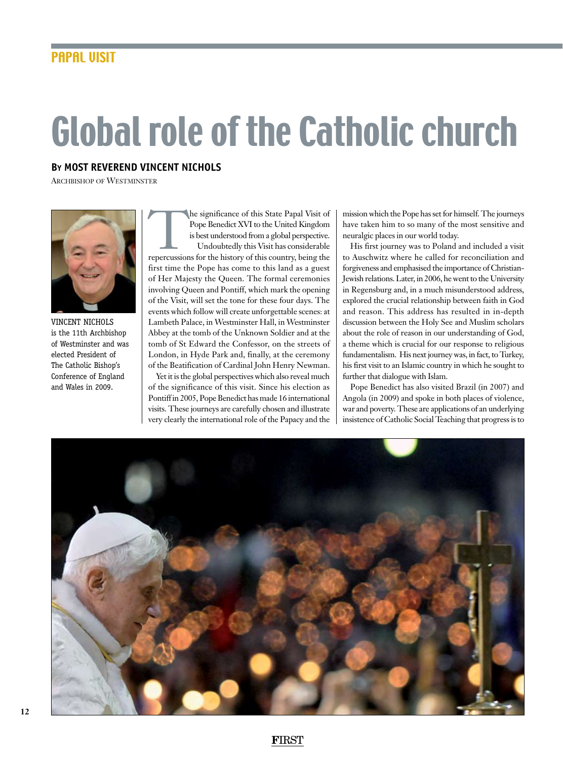# Global role of the Catholic church

**By MOST REVEREND VINCENT NICHOLS**

Archbishop of Westminster

VINCENT NICHOLS is the 11th Archbishop of Westminster and was elected President of The Catholic Bishop's Conference of England and Wales in 2009.

The significance of this State Papal Visit of Pope Benedict XVI to the United Kingdom is best understood from a global perspective.

Undoubtedly this Visit has considerable repercussions for the history of this country, being the first time the Pope has come to this land as a guest of Her Majesty the Queen. The formal ceremonies involving Queen and Pontiff, which mark the opening of the Visit, will set the tone for these four days. The events which follow will create unforgettable scenes: at Lambeth Palace, in Westminster Hall, in Westminster Abbey at the tomb of the Unknown Soldier and at the tomb of St Edward the Confessor, on the streets of London, in Hyde Park and, finally, at the ceremony of the Beatification of Cardinal John Henry Newman.

Yet it is the global perspectives which also reveal much of the significance of this visit. Since his election as Pontiff in 2005, Pope Benedict has made 16 international visits. These journeys are carefully chosen and illustrate very clearly the international role of the Papacy and the mission which the Pope has set for himself. The journeys have taken him to so many of the most sensitive and neuralgic places in our world today.

His first journey was to Poland and included a visit to Auschwitz where he called for reconciliation and forgiveness and emphasised the importance of Christian-Jewish relations. Later, in 2006, he went to the University in Regensburg and, in a much misunderstood address, explored the crucial relationship between faith in God and reason. This address has resulted in in-depth discussion between the Holy See and Muslim scholars about the role of reason in our understanding of God, a theme which is crucial for our response to religious fundamentalism. His next journey was, in fact, to Turkey, his first visit to an Islamic country in which he sought to further that dialogue with Islam.

Pope Benedict has also visited Brazil (in 2007) and Angola (in 2009) and spoke in both places of violence, war and poverty. These are applications of an underlying insistence of Catholic Social Teaching that progress is to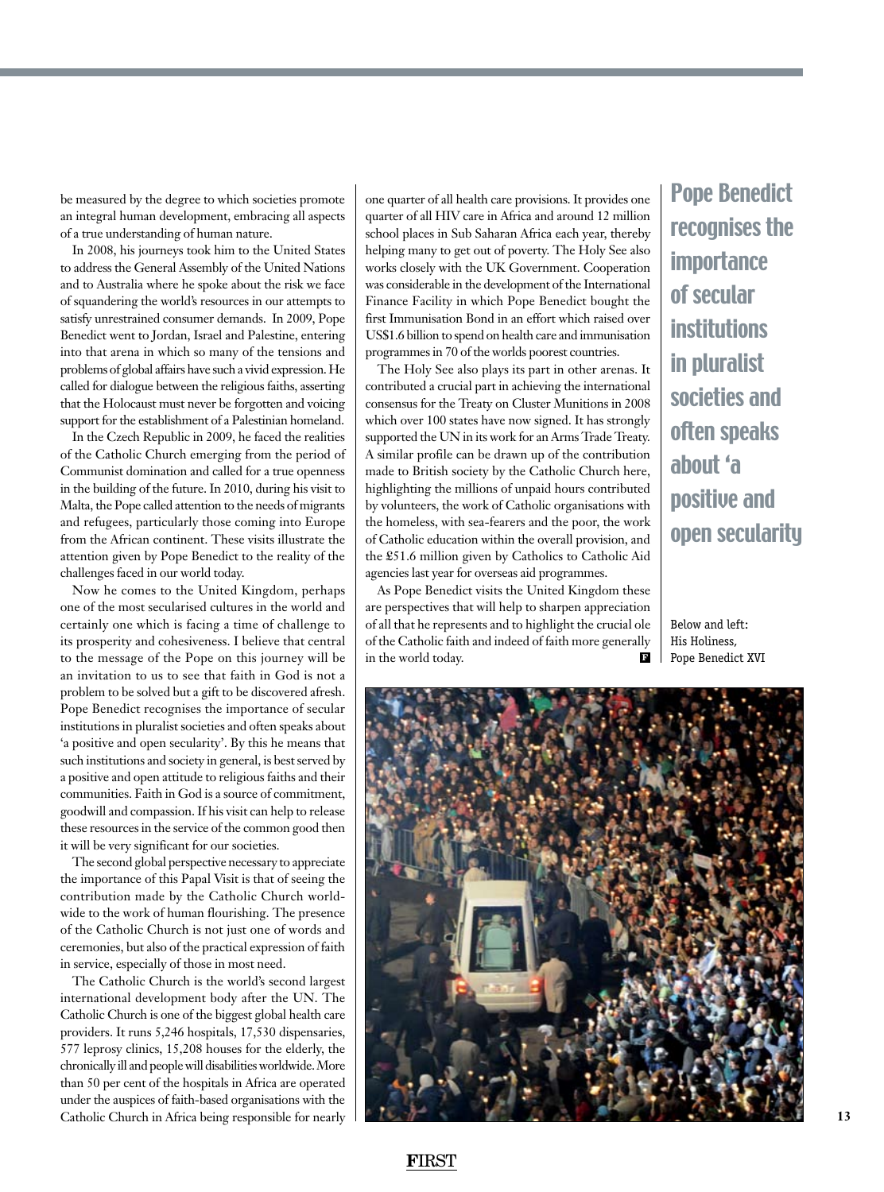be measured by the degree to which societies promote an integral human development, embracing all aspects of a true understanding of human nature.

In 2008, his journeys took him to the United States to address the General Assembly of the United Nations and to Australia where he spoke about the risk we face of squandering the world's resources in our attempts to satisfy unrestrained consumer demands. In 2009, Pope Benedict went to Jordan, Israel and Palestine, entering into that arena in which so many of the tensions and problems of global affairs have such a vivid expression. He called for dialogue between the religious faiths, asserting that the Holocaust must never be forgotten and voicing support for the establishment of a Palestinian homeland.

In the Czech Republic in 2009, he faced the realities of the Catholic Church emerging from the period of Communist domination and called for a true openness in the building of the future. In 2010, during his visit to Malta, the Pope called attention to the needs of migrants and refugees, particularly those coming into Europe from the African continent. These visits illustrate the attention given by Pope Benedict to the reality of the challenges faced in our world today.

Now he comes to the United Kingdom, perhaps one of the most secularised cultures in the world and certainly one which is facing a time of challenge to its prosperity and cohesiveness. I believe that central to the message of the Pope on this journey will be an invitation to us to see that faith in God is not a problem to be solved but a gift to be discovered afresh. Pope Benedict recognises the importance of secular institutions in pluralist societies and often speaks about 'a positive and open secularity'. By this he means that such institutions and society in general, is best served by a positive and open attitude to religious faiths and their communities. Faith in God is a source of commitment, goodwill and compassion. If his visit can help to release these resources in the service of the common good then it will be very significant for our societies.

The second global perspective necessary to appreciate the importance of this Papal Visit is that of seeing the contribution made by the Catholic Church world-wide to the work of human flourishing. The presence of the Catholic Church is not just one of words and ceremonies, but also of the practical expression of faith in service, especially of those in most need.

The Catholic Church is the world's second largest international development body after the UN. The Catholic Church is one of the biggest global health care providers. It runs 5,246 hospitals, 17,530 dispensaries, 577 leprosy clinics, 15,208 houses for the elderly, the chronically ill and people will disabilities worldwide. More than 50 per cent of the hospitals in Africa are operated under the auspices of faith-based organisations with the Catholic Church in Africa being responsible for nearly one quarter of all health care provisions. It provides one quarter of all HIV care in Africa and around 12 million school places in Sub Saharan Africa each year, thereby helping many to get out of poverty. The Holy See also works closely with the UK Government. Cooperation was considerable in the development of the International Finance Facility in which Pope Benedict bought the first Immunisation Bond in an effort which raised over US$1.6 billion to spend on health care and immunisation programmes in 70 of the worlds poorest countries.

The Holy See also plays its part in other arenas. It contributed a crucial part in achieving the international consensus for the Treaty on Cluster Munitions in 2008 which over 100 states have now signed. It has strongly supported the UN in its work for an Arms Trade Treaty. A similar profile can be drawn up of the contribution made to British society by the Catholic Church here, highlighting the millions of unpaid hours contributed by volunteers, the work of Catholic organisations with the homeless, with sea-fearers and the poor, the work of Catholic education within the overall provision, and the £51.6 million given by Catholics to Catholic Aid agencies last year for overseas aid programmes.

As Pope Benedict visits the United Kingdom these are perspectives that will help to sharpen appreciation of all that he represents and to highlight the crucial ole of the Catholic faith and indeed of faith more generally in the world today.

**Pope Benedict recognises the importance of secular institutions in pluralist societies and often speaks about 'a positive and open secularity**

Below and left: His Holiness, Pope Benedict XVI